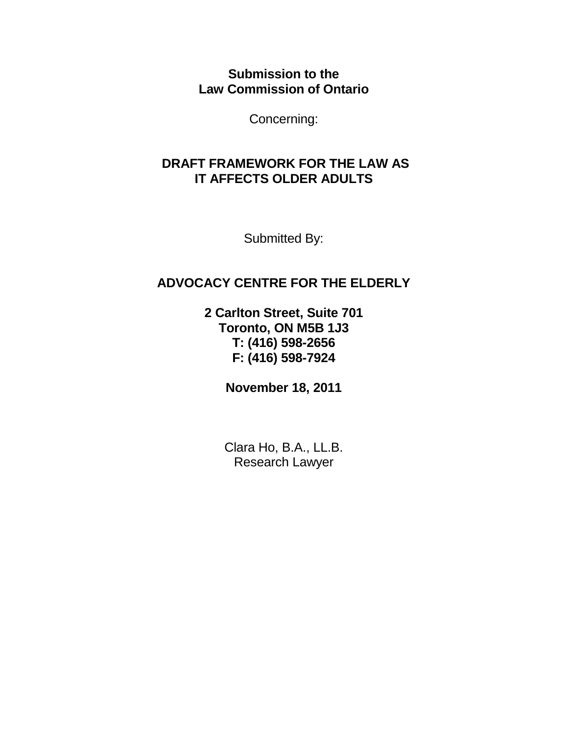**Submission to the**
**Law Commission of Ontario**

Concerning:

# DRAFT FRAMEWORK FOR THE LAW AS IT AFFECTS OLDER ADULTS

Submitted By:

## ADVOCACY CENTRE FOR THE ELDERLY

**2 Carlton Street, Suite 701**
**Toronto, ON M5B 1J3**
**T: (416) 598-2656**
**F: (416) 598-7924**

**November 18, 2011**

Clara Ho, B.A., LL.B.
Research Lawyer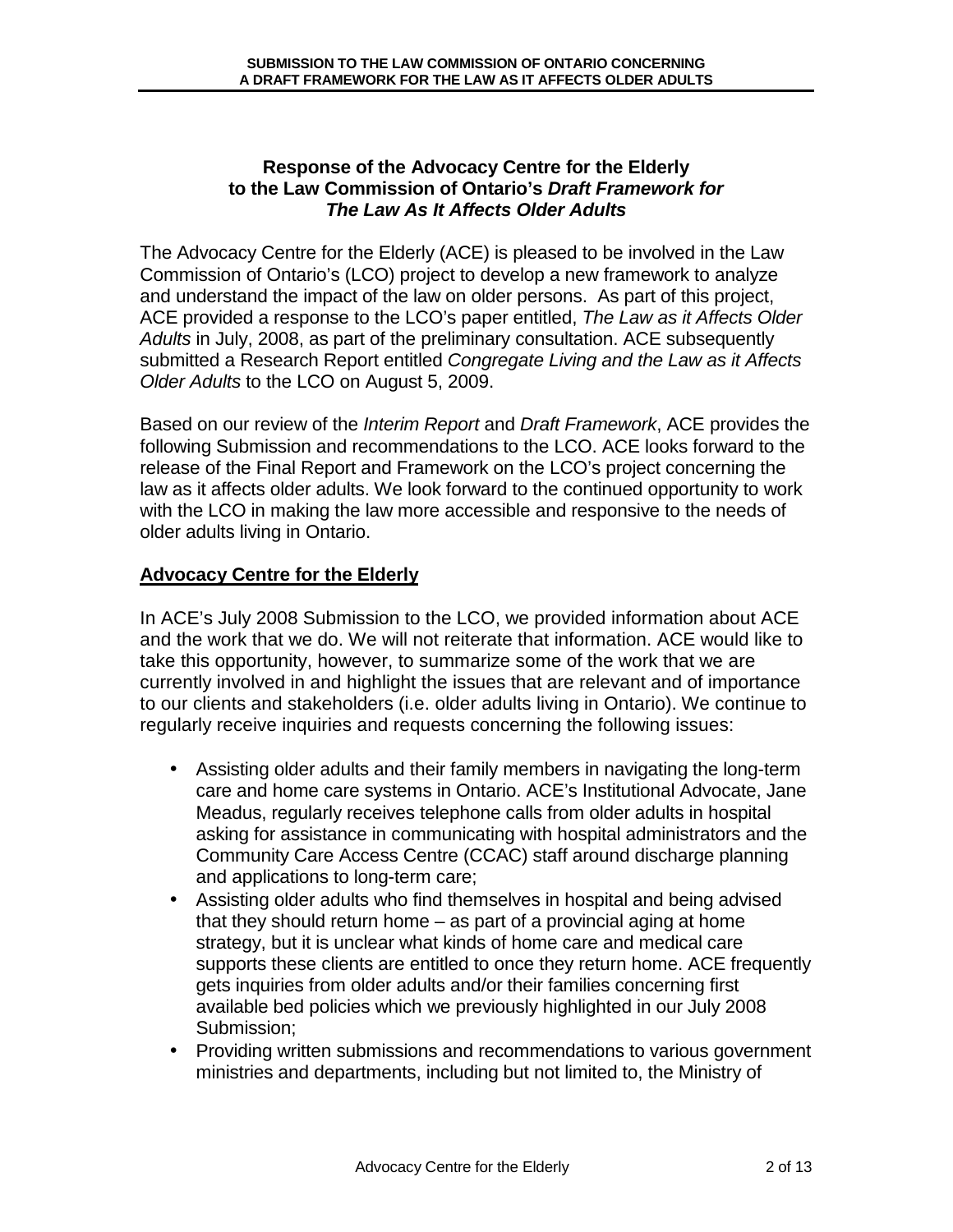## Response of the Advocacy Centre for the Elderly to the Law Commission of Ontario's *Draft Framework for The Law As It Affects Older Adults*

The Advocacy Centre for the Elderly (ACE) is pleased to be involved in the Law Commission of Ontario's (LCO) project to develop a new framework to analyze and understand the impact of the law on older persons. As part of this project, ACE provided a response to the LCO's paper entitled, *The Law as it Affects Older Adults* in July, 2008, as part of the preliminary consultation. ACE subsequently submitted a Research Report entitled *Congregate Living and the Law as it Affects Older Adults* to the LCO on August 5, 2009.

Based on our review of the *Interim Report* and *Draft Framework*, ACE provides the following Submission and recommendations to the LCO. ACE looks forward to the release of the Final Report and Framework on the LCO's project concerning the law as it affects older adults. We look forward to the continued opportunity to work with the LCO in making the law more accessible and responsive to the needs of older adults living in Ontario.

### Advocacy Centre for the Elderly

In ACE's July 2008 Submission to the LCO, we provided information about ACE and the work that we do. We will not reiterate that information. ACE would like to take this opportunity, however, to summarize some of the work that we are currently involved in and highlight the issues that are relevant and of importance to our clients and stakeholders (i.e. older adults living in Ontario). We continue to regularly receive inquiries and requests concerning the following issues:

- Assisting older adults and their family members in navigating the long-term care and home care systems in Ontario. ACE's Institutional Advocate, Jane Meadus, regularly receives telephone calls from older adults in hospital asking for assistance in communicating with hospital administrators and the Community Care Access Centre (CCAC) staff around discharge planning and applications to long-term care;
- Assisting older adults who find themselves in hospital and being advised that they should return home – as part of a provincial aging at home strategy, but it is unclear what kinds of home care and medical care supports these clients are entitled to once they return home. ACE frequently gets inquiries from older adults and/or their families concerning first available bed policies which we previously highlighted in our July 2008 Submission;
- Providing written submissions and recommendations to various government ministries and departments, including but not limited to, the Ministry of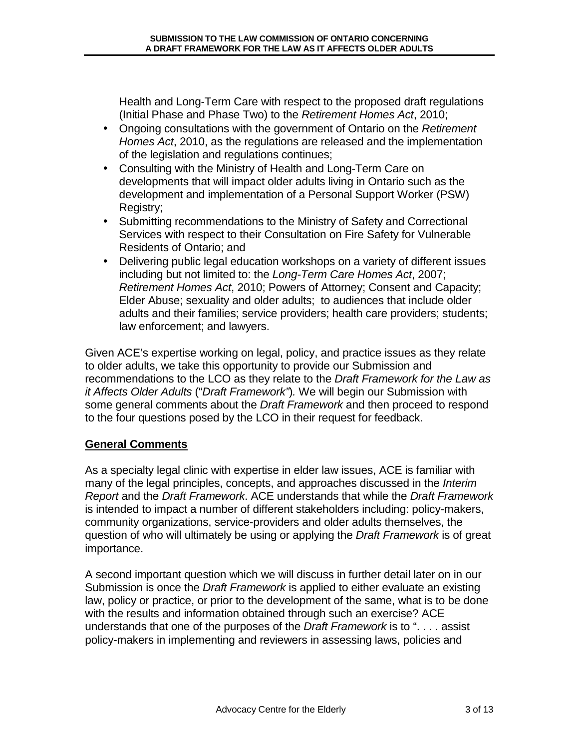Health and Long-Term Care with respect to the proposed draft regulations (Initial Phase and Phase Two) to the *Retirement Homes Act*, 2010;

- Ongoing consultations with the government of Ontario on the *Retirement Homes Act*, 2010, as the regulations are released and the implementation of the legislation and regulations continues;
- Consulting with the Ministry of Health and Long-Term Care on developments that will impact older adults living in Ontario such as the development and implementation of a Personal Support Worker (PSW) Registry;
- Submitting recommendations to the Ministry of Safety and Correctional Services with respect to their Consultation on Fire Safety for Vulnerable Residents of Ontario; and
- Delivering public legal education workshops on a variety of different issues including but not limited to: the *Long-Term Care Homes Act*, 2007; *Retirement Homes Act*, 2010; Powers of Attorney; Consent and Capacity; Elder Abuse; sexuality and older adults; to audiences that include older adults and their families; service providers; health care providers; students; law enforcement; and lawyers.

Given ACE's expertise working on legal, policy, and practice issues as they relate to older adults, we take this opportunity to provide our Submission and recommendations to the LCO as they relate to the *Draft Framework for the Law as it Affects Older Adults* ("*Draft Framework"*)*.* We will begin our Submission with some general comments about the *Draft Framework* and then proceed to respond to the four questions posed by the LCO in their request for feedback.

**General Comments**

As a specialty legal clinic with expertise in elder law issues, ACE is familiar with many of the legal principles, concepts, and approaches discussed in the *Interim Report* and the *Draft Framework*. ACE understands that while the *Draft Framework* is intended to impact a number of different stakeholders including: policy-makers, community organizations, service-providers and older adults themselves, the question of who will ultimately be using or applying the *Draft Framework* is of great importance.

A second important question which we will discuss in further detail later on in our Submission is once the *Draft Framework* is applied to either evaluate an existing law, policy or practice, or prior to the development of the same, what is to be done with the results and information obtained through such an exercise? ACE understands that one of the purposes of the *Draft Framework* is to ". . . . assist policy-makers in implementing and reviewers in assessing laws, policies and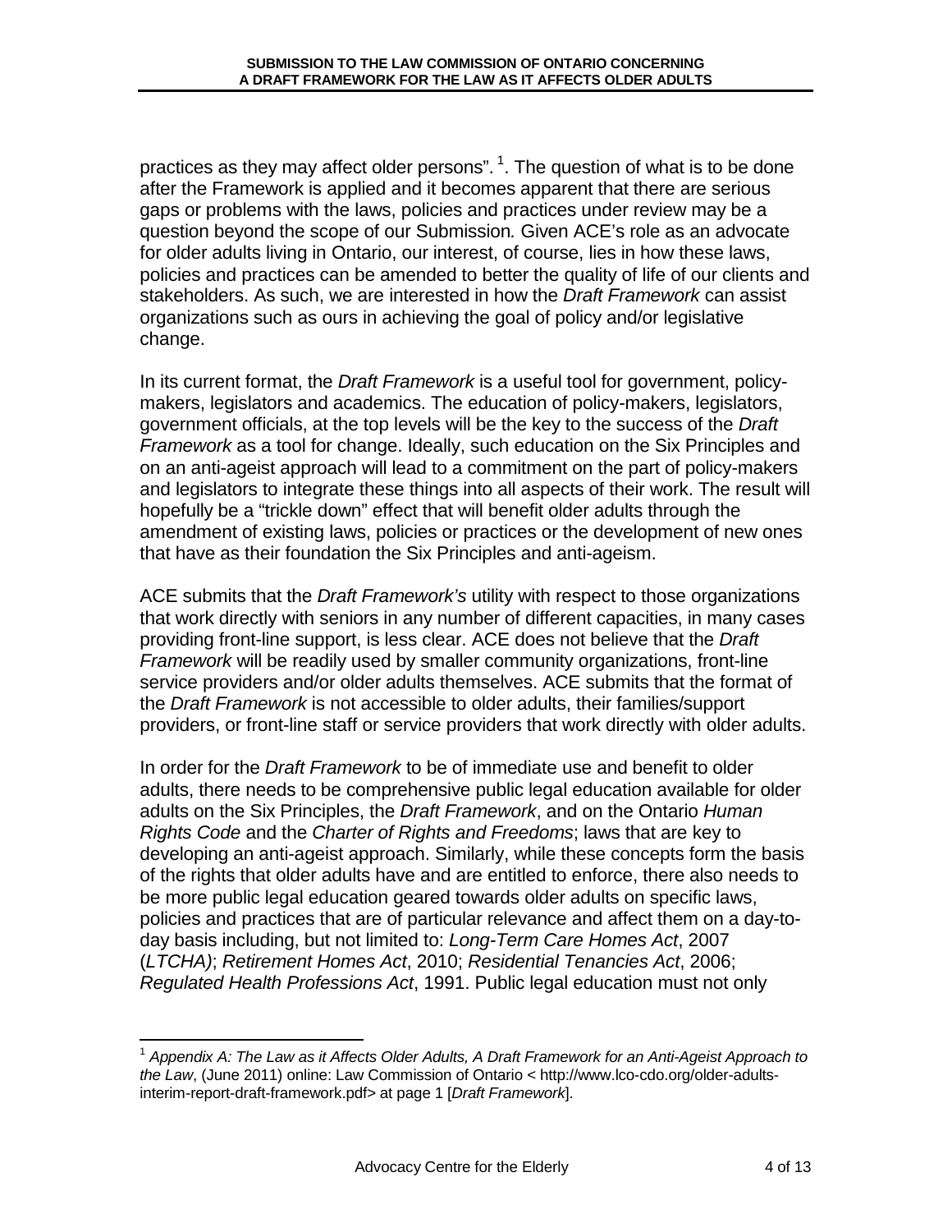practices as they may affect older persons". [1]. The question of what is to be done after the Framework is applied and it becomes apparent that there are serious gaps or problems with the laws, policies and practices under review may be a question beyond the scope of our Submission*.* Given ACE's role as an advocate for older adults living in Ontario, our interest, of course, lies in how these laws, policies and practices can be amended to better the quality of life of our clients and stakeholders. As such, we are interested in how the *Draft Framework* can assist organizations such as ours in achieving the goal of policy and/or legislative change.

In its current format, the *Draft Framework* is a useful tool for government, policy-makers, legislators and academics. The education of policy-makers, legislators, government officials, at the top levels will be the key to the success of the *Draft Framework* as a tool for change. Ideally, such education on the Six Principles and on an anti-ageist approach will lead to a commitment on the part of policy-makers and legislators to integrate these things into all aspects of their work. The result will hopefully be a "trickle down" effect that will benefit older adults through the amendment of existing laws, policies or practices or the development of new ones that have as their foundation the Six Principles and anti-ageism.

ACE submits that the *Draft Framework's* utility with respect to those organizations that work directly with seniors in any number of different capacities, in many cases providing front-line support, is less clear. ACE does not believe that the *Draft Framework* will be readily used by smaller community organizations, front-line service providers and/or older adults themselves. ACE submits that the format of the *Draft Framework* is not accessible to older adults, their families/support providers, or front-line staff or service providers that work directly with older adults.

In order for the *Draft Framework* to be of immediate use and benefit to older adults, there needs to be comprehensive public legal education available for older adults on the Six Principles, the *Draft Framework*, and on the Ontario *Human Rights Code* and the *Charter of Rights and Freedoms*; laws that are key to developing an anti-ageist approach. Similarly, while these concepts form the basis of the rights that older adults have and are entitled to enforce, there also needs to be more public legal education geared towards older adults on specific laws, policies and practices that are of particular relevance and affect them on a day-to-day basis including, but not limited to: *Long-Term Care Homes Act*, 2007 (*LTCHA)*; *Retirement Homes Act*, 2010; *Residential Tenancies Act*, 2006; *Regulated Health Professions Act*, 1991. Public legal education must not only

---

[1] *Appendix A: The Law as it Affects Older Adults, A Draft Framework for an Anti-Ageist Approach to the Law*, (June 2011) online: Law Commission of Ontario < http://www.lco-cdo.org/older-adults-interim-report-draft-framework.pdf> at page 1 [*Draft Framework*].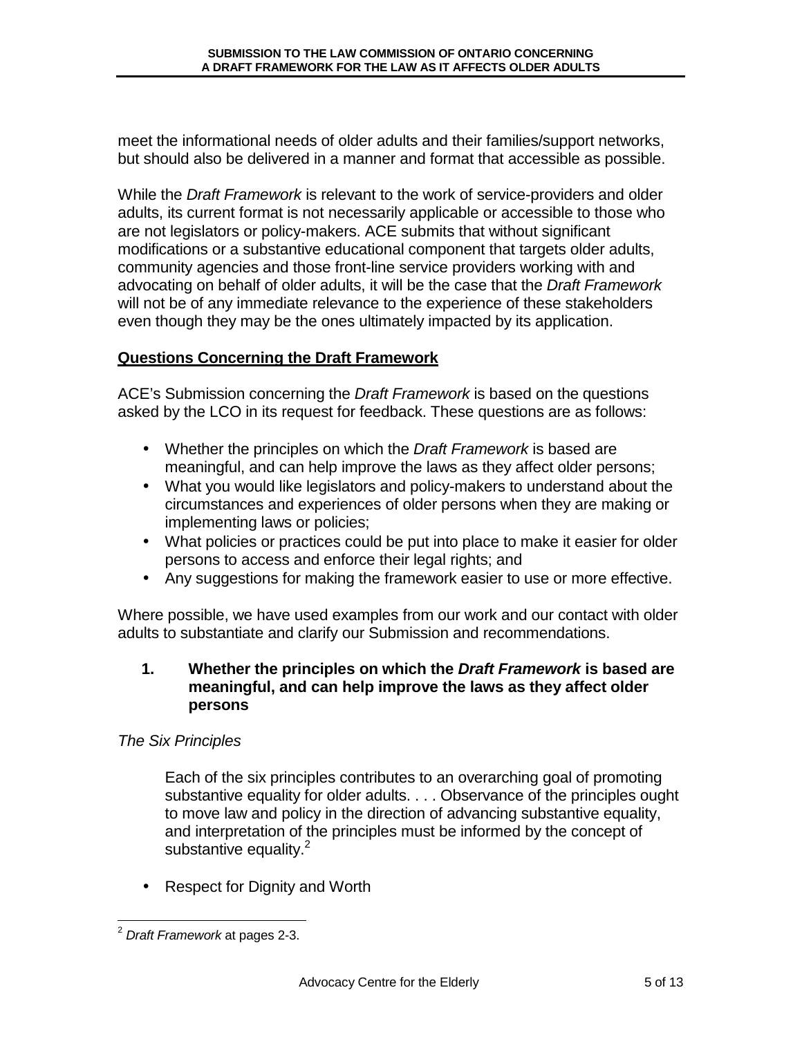meet the informational needs of older adults and their families/support networks, but should also be delivered in a manner and format that accessible as possible.

While the *Draft Framework* is relevant to the work of service-providers and older adults, its current format is not necessarily applicable or accessible to those who are not legislators or policy-makers. ACE submits that without significant modifications or a substantive educational component that targets older adults, community agencies and those front-line service providers working with and advocating on behalf of older adults, it will be the case that the *Draft Framework* will not be of any immediate relevance to the experience of these stakeholders even though they may be the ones ultimately impacted by its application.

## Questions Concerning the Draft Framework

ACE's Submission concerning the *Draft Framework* is based on the questions asked by the LCO in its request for feedback. These questions are as follows:

- Whether the principles on which the *Draft Framework* is based are meaningful, and can help improve the laws as they affect older persons;
- What you would like legislators and policy-makers to understand about the circumstances and experiences of older persons when they are making or implementing laws or policies;
- What policies or practices could be put into place to make it easier for older persons to access and enforce their legal rights; and
- Any suggestions for making the framework easier to use or more effective.

Where possible, we have used examples from our work and our contact with older adults to substantiate and clarify our Submission and recommendations.

### 1. Whether the principles on which the *Draft Framework* is based are meaningful, and can help improve the laws as they affect older persons

*The Six Principles*

> Each of the six principles contributes to an overarching goal of promoting substantive equality for older adults. . . . Observance of the principles ought to move law and policy in the direction of advancing substantive equality, and interpretation of the principles must be informed by the concept of substantive equality.[2]

- Respect for Dignity and Worth

[2] *Draft Framework* at pages 2-3.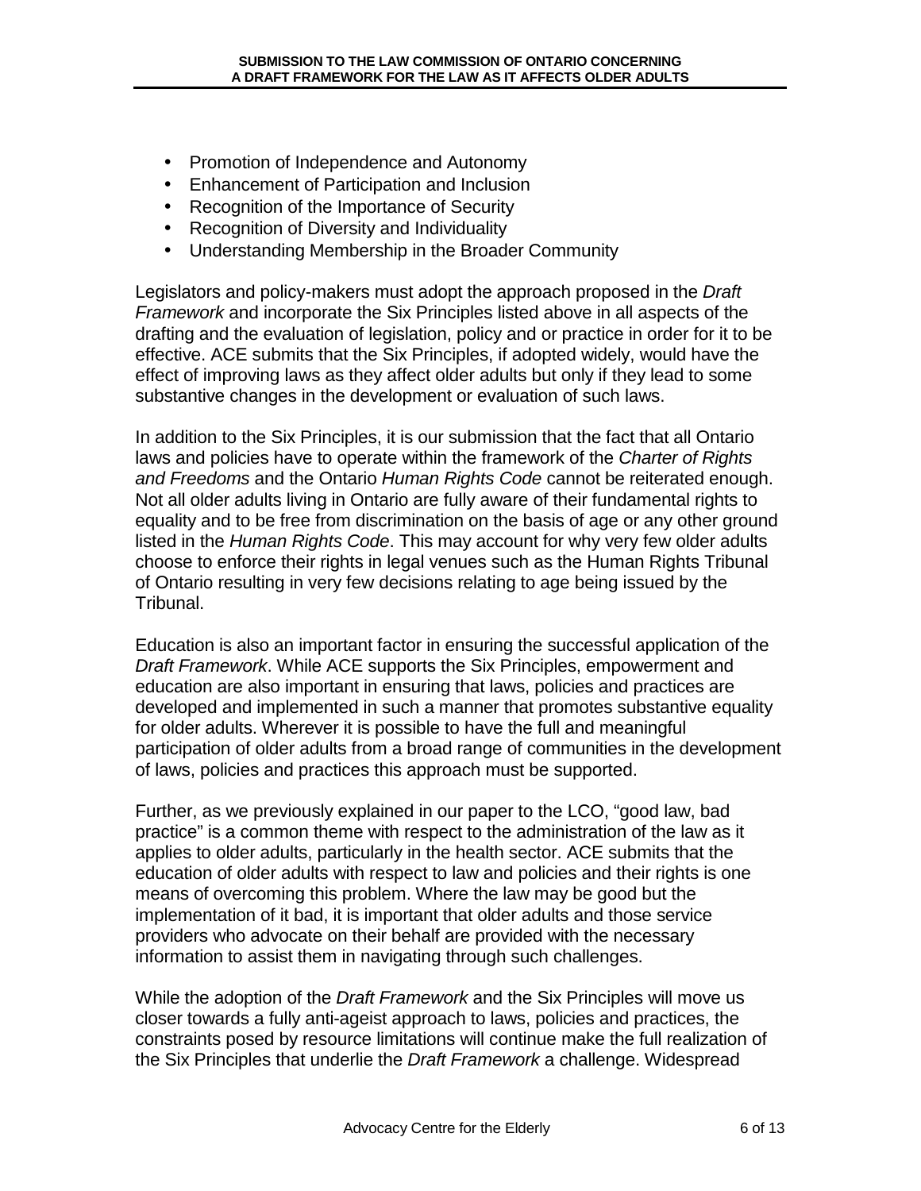- Promotion of Independence and Autonomy
- Enhancement of Participation and Inclusion
- Recognition of the Importance of Security
- Recognition of Diversity and Individuality
- Understanding Membership in the Broader Community

Legislators and policy-makers must adopt the approach proposed in the *Draft Framework* and incorporate the Six Principles listed above in all aspects of the drafting and the evaluation of legislation, policy and or practice in order for it to be effective. ACE submits that the Six Principles, if adopted widely, would have the effect of improving laws as they affect older adults but only if they lead to some substantive changes in the development or evaluation of such laws.

In addition to the Six Principles, it is our submission that the fact that all Ontario laws and policies have to operate within the framework of the *Charter of Rights and Freedoms* and the Ontario *Human Rights Code* cannot be reiterated enough. Not all older adults living in Ontario are fully aware of their fundamental rights to equality and to be free from discrimination on the basis of age or any other ground listed in the *Human Rights Code*. This may account for why very few older adults choose to enforce their rights in legal venues such as the Human Rights Tribunal of Ontario resulting in very few decisions relating to age being issued by the Tribunal.

Education is also an important factor in ensuring the successful application of the *Draft Framework*. While ACE supports the Six Principles, empowerment and education are also important in ensuring that laws, policies and practices are developed and implemented in such a manner that promotes substantive equality for older adults. Wherever it is possible to have the full and meaningful participation of older adults from a broad range of communities in the development of laws, policies and practices this approach must be supported.

Further, as we previously explained in our paper to the LCO, "good law, bad practice" is a common theme with respect to the administration of the law as it applies to older adults, particularly in the health sector. ACE submits that the education of older adults with respect to law and policies and their rights is one means of overcoming this problem. Where the law may be good but the implementation of it bad, it is important that older adults and those service providers who advocate on their behalf are provided with the necessary information to assist them in navigating through such challenges.

While the adoption of the *Draft Framework* and the Six Principles will move us closer towards a fully anti-ageist approach to laws, policies and practices, the constraints posed by resource limitations will continue make the full realization of the Six Principles that underlie the *Draft Framework* a challenge. Widespread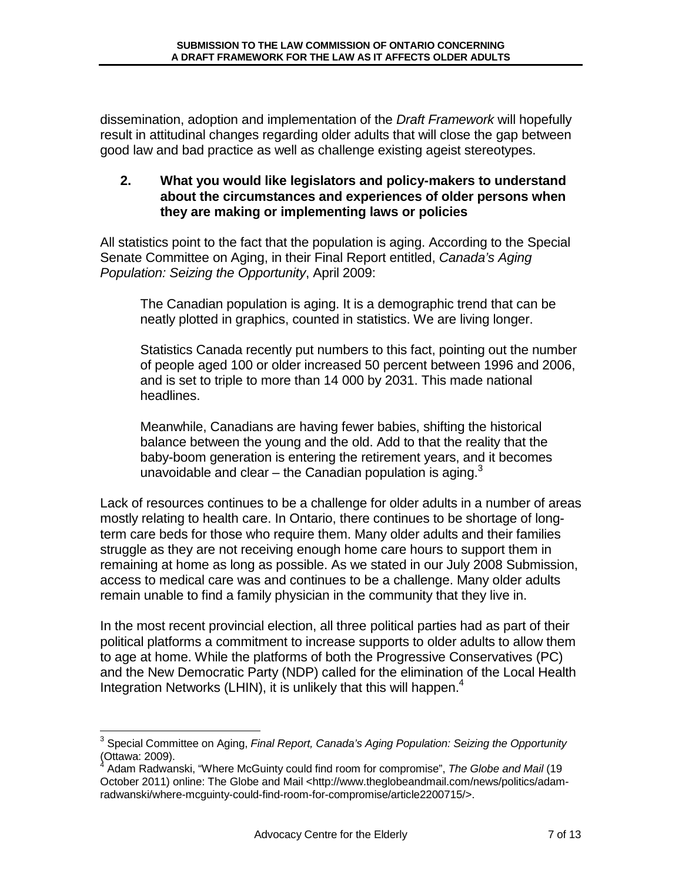dissemination, adoption and implementation of the *Draft Framework* will hopefully result in attitudinal changes regarding older adults that will close the gap between good law and bad practice as well as challenge existing ageist stereotypes.

### 2. What you would like legislators and policy-makers to understand about the circumstances and experiences of older persons when they are making or implementing laws or policies

All statistics point to the fact that the population is aging. According to the Special Senate Committee on Aging, in their Final Report entitled, *Canada's Aging Population: Seizing the Opportunity*, April 2009:

> The Canadian population is aging. It is a demographic trend that can be neatly plotted in graphics, counted in statistics. We are living longer.
>
> Statistics Canada recently put numbers to this fact, pointing out the number of people aged 100 or older increased 50 percent between 1996 and 2006, and is set to triple to more than 14 000 by 2031. This made national headlines.
>
> Meanwhile, Canadians are having fewer babies, shifting the historical balance between the young and the old. Add to that the reality that the baby-boom generation is entering the retirement years, and it becomes unavoidable and clear – the Canadian population is aging.[3]

Lack of resources continues to be a challenge for older adults in a number of areas mostly relating to health care. In Ontario, there continues to be shortage of long-term care beds for those who require them. Many older adults and their families struggle as they are not receiving enough home care hours to support them in remaining at home as long as possible. As we stated in our July 2008 Submission, access to medical care was and continues to be a challenge. Many older adults remain unable to find a family physician in the community that they live in.

In the most recent provincial election, all three political parties had as part of their political platforms a commitment to increase supports to older adults to allow them to age at home. While the platforms of both the Progressive Conservatives (PC) and the New Democratic Party (NDP) called for the elimination of the Local Health Integration Networks (LHIN), it is unlikely that this will happen.[4]

---

[3] Special Committee on Aging, *Final Report, Canada's Aging Population: Seizing the Opportunity* (Ottawa: 2009).

[4] Adam Radwanski, "Where McGuinty could find room for compromise", *The Globe and Mail* (19 October 2011) online: The Globe and Mail <http://www.theglobeandmail.com/news/politics/adam-radwanski/where-mcguinty-could-find-room-for-compromise/article2200715/>.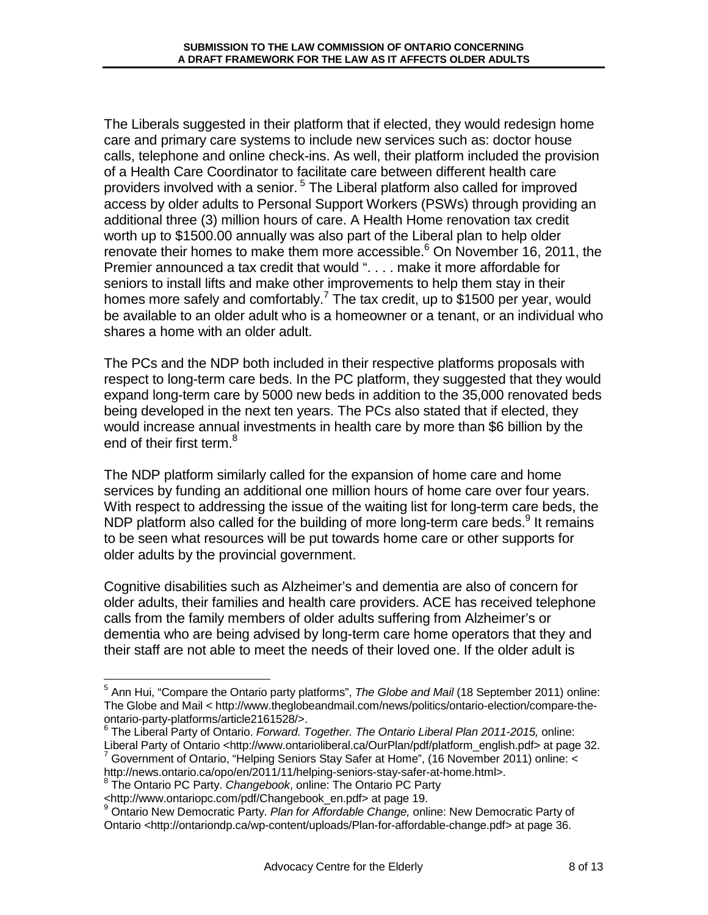The Liberals suggested in their platform that if elected, they would redesign home care and primary care systems to include new services such as: doctor house calls, telephone and online check-ins. As well, their platform included the provision of a Health Care Coordinator to facilitate care between different health care providers involved with a senior. [5] The Liberal platform also called for improved access by older adults to Personal Support Workers (PSWs) through providing an additional three (3) million hours of care. A Health Home renovation tax credit worth up to $1500.00 annually was also part of the Liberal plan to help older renovate their homes to make them more accessible.[6] On November 16, 2011, the Premier announced a tax credit that would ". . . . make it more affordable for seniors to install lifts and make other improvements to help them stay in their homes more safely and comfortably.[7] The tax credit, up to $1500 per year, would be available to an older adult who is a homeowner or a tenant, or an individual who shares a home with an older adult.

The PCs and the NDP both included in their respective platforms proposals with respect to long-term care beds. In the PC platform, they suggested that they would expand long-term care by 5000 new beds in addition to the 35,000 renovated beds being developed in the next ten years. The PCs also stated that if elected, they would increase annual investments in health care by more than $6 billion by the end of their first term.[8]

The NDP platform similarly called for the expansion of home care and home services by funding an additional one million hours of home care over four years. With respect to addressing the issue of the waiting list for long-term care beds, the NDP platform also called for the building of more long-term care beds.[9] It remains to be seen what resources will be put towards home care or other supports for older adults by the provincial government.

Cognitive disabilities such as Alzheimer's and dementia are also of concern for older adults, their families and health care providers. ACE has received telephone calls from the family members of older adults suffering from Alzheimer's or dementia who are being advised by long-term care home operators that they and their staff are not able to meet the needs of their loved one. If the older adult is

---

[5] Ann Hui, "Compare the Ontario party platforms", *The Globe and Mail* (18 September 2011) online: The Globe and Mail < http://www.theglobeandmail.com/news/politics/ontario-election/compare-the-ontario-party-platforms/article2161528/>.

[6] The Liberal Party of Ontario. *Forward. Together. The Ontario Liberal Plan 2011-2015,* online: Liberal Party of Ontario <http://www.ontarioliberal.ca/OurPlan/pdf/platform_english.pdf> at page 32.

[7] Government of Ontario, "Helping Seniors Stay Safer at Home", (16 November 2011) online: < http://news.ontario.ca/opo/en/2011/11/helping-seniors-stay-safer-at-home.html>.

[8] The Ontario PC Party. *Changebook*, online: The Ontario PC Party <http://www.ontariopc.com/pdf/Changebook_en.pdf> at page 19.

[9] Ontario New Democratic Party. *Plan for Affordable Change,* online: New Democratic Party of Ontario <http://ontariondp.ca/wp-content/uploads/Plan-for-affordable-change.pdf> at page 36.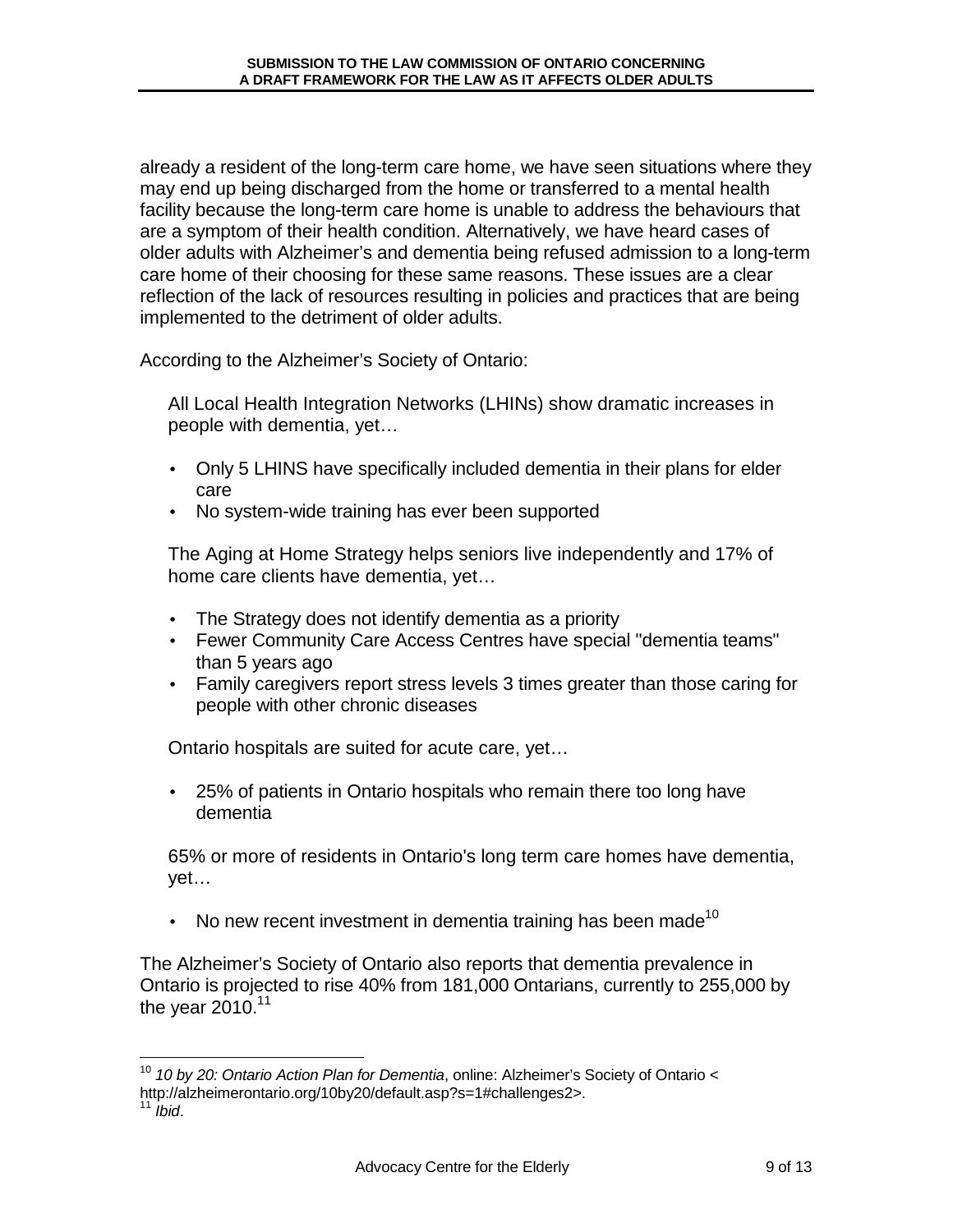already a resident of the long-term care home, we have seen situations where they may end up being discharged from the home or transferred to a mental health facility because the long-term care home is unable to address the behaviours that are a symptom of their health condition. Alternatively, we have heard cases of older adults with Alzheimer's and dementia being refused admission to a long-term care home of their choosing for these same reasons. These issues are a clear reflection of the lack of resources resulting in policies and practices that are being implemented to the detriment of older adults.

According to the Alzheimer's Society of Ontario:

> All Local Health Integration Networks (LHINs) show dramatic increases in people with dementia, yet…
>
> - Only 5 LHINS have specifically included dementia in their plans for elder care
> - No system-wide training has ever been supported
>
> The Aging at Home Strategy helps seniors live independently and 17% of home care clients have dementia, yet…
>
> - The Strategy does not identify dementia as a priority
> - Fewer Community Care Access Centres have special "dementia teams" than 5 years ago
> - Family caregivers report stress levels 3 times greater than those caring for people with other chronic diseases
>
> Ontario hospitals are suited for acute care, yet…
>
> - 25% of patients in Ontario hospitals who remain there too long have dementia
>
> 65% or more of residents in Ontario's long term care homes have dementia, yet…
>
> - No new recent investment in dementia training has been made[10]

The Alzheimer's Society of Ontario also reports that dementia prevalence in Ontario is projected to rise 40% from 181,000 Ontarians, currently to 255,000 by the year 2010.[11]

---

[10] *10 by 20: Ontario Action Plan for Dementia*, online: Alzheimer's Society of Ontario < http://alzheimerontario.org/10by20/default.asp?s=1#challenges2>.

[11] *Ibid*.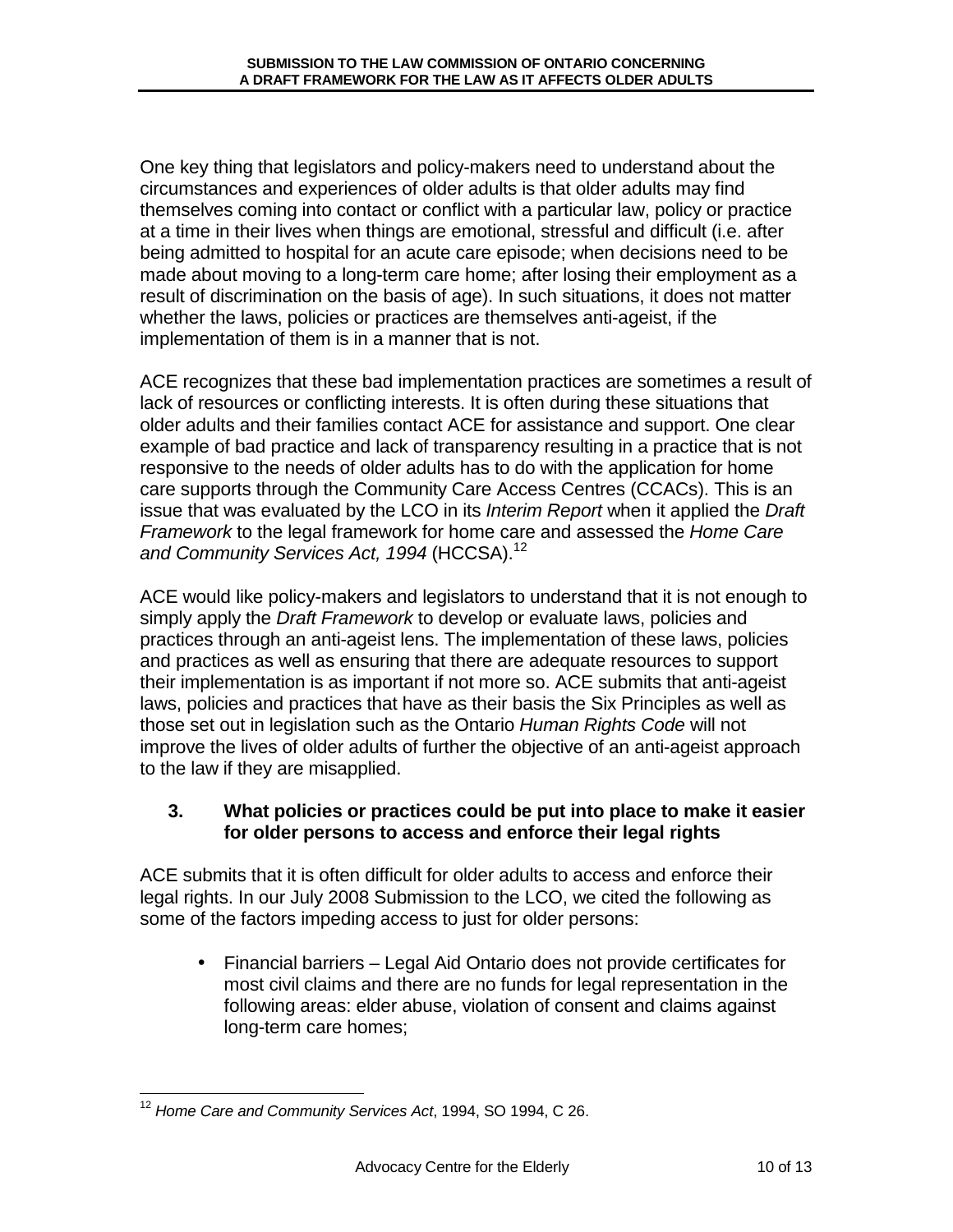One key thing that legislators and policy-makers need to understand about the circumstances and experiences of older adults is that older adults may find themselves coming into contact or conflict with a particular law, policy or practice at a time in their lives when things are emotional, stressful and difficult (i.e. after being admitted to hospital for an acute care episode; when decisions need to be made about moving to a long-term care home; after losing their employment as a result of discrimination on the basis of age). In such situations, it does not matter whether the laws, policies or practices are themselves anti-ageist, if the implementation of them is in a manner that is not.

ACE recognizes that these bad implementation practices are sometimes a result of lack of resources or conflicting interests. It is often during these situations that older adults and their families contact ACE for assistance and support. One clear example of bad practice and lack of transparency resulting in a practice that is not responsive to the needs of older adults has to do with the application for home care supports through the Community Care Access Centres (CCACs). This is an issue that was evaluated by the LCO in its *Interim Report* when it applied the *Draft Framework* to the legal framework for home care and assessed the *Home Care and Community Services Act, 1994* (HCCSA).[12]

ACE would like policy-makers and legislators to understand that it is not enough to simply apply the *Draft Framework* to develop or evaluate laws, policies and practices through an anti-ageist lens. The implementation of these laws, policies and practices as well as ensuring that there are adequate resources to support their implementation is as important if not more so. ACE submits that anti-ageist laws, policies and practices that have as their basis the Six Principles as well as those set out in legislation such as the Ontario *Human Rights Code* will not improve the lives of older adults of further the objective of an anti-ageist approach to the law if they are misapplied.

### 3. What policies or practices could be put into place to make it easier for older persons to access and enforce their legal rights

ACE submits that it is often difficult for older adults to access and enforce their legal rights. In our July 2008 Submission to the LCO, we cited the following as some of the factors impeding access to just for older persons:

- Financial barriers – Legal Aid Ontario does not provide certificates for most civil claims and there are no funds for legal representation in the following areas: elder abuse, violation of consent and claims against long-term care homes;

---

[12] *Home Care and Community Services Act*, 1994, SO 1994, C 26.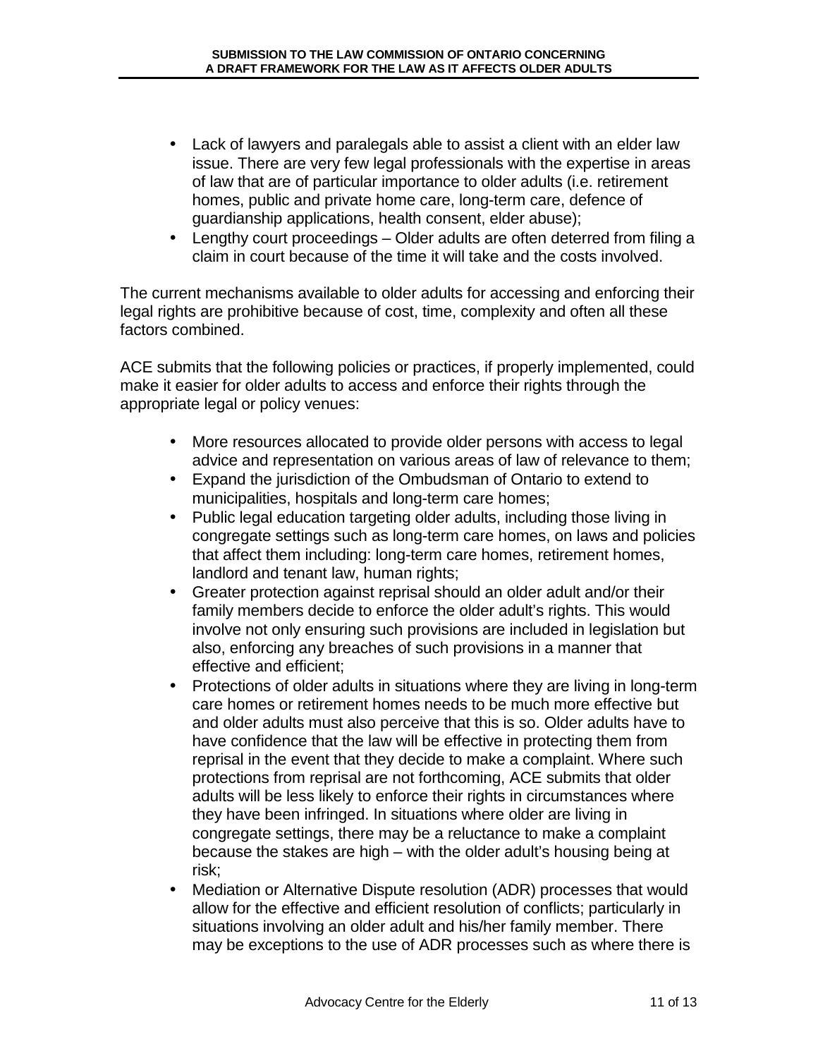- Lack of lawyers and paralegals able to assist a client with an elder law issue. There are very few legal professionals with the expertise in areas of law that are of particular importance to older adults (i.e. retirement homes, public and private home care, long-term care, defence of guardianship applications, health consent, elder abuse);
- Lengthy court proceedings – Older adults are often deterred from filing a claim in court because of the time it will take and the costs involved.

The current mechanisms available to older adults for accessing and enforcing their legal rights are prohibitive because of cost, time, complexity and often all these factors combined.

ACE submits that the following policies or practices, if properly implemented, could make it easier for older adults to access and enforce their rights through the appropriate legal or policy venues:

- More resources allocated to provide older persons with access to legal advice and representation on various areas of law of relevance to them;
- Expand the jurisdiction of the Ombudsman of Ontario to extend to municipalities, hospitals and long-term care homes;
- Public legal education targeting older adults, including those living in congregate settings such as long-term care homes, on laws and policies that affect them including: long-term care homes, retirement homes, landlord and tenant law, human rights;
- Greater protection against reprisal should an older adult and/or their family members decide to enforce the older adult's rights. This would involve not only ensuring such provisions are included in legislation but also, enforcing any breaches of such provisions in a manner that effective and efficient;
- Protections of older adults in situations where they are living in long-term care homes or retirement homes needs to be much more effective but and older adults must also perceive that this is so. Older adults have to have confidence that the law will be effective in protecting them from reprisal in the event that they decide to make a complaint. Where such protections from reprisal are not forthcoming, ACE submits that older adults will be less likely to enforce their rights in circumstances where they have been infringed. In situations where older are living in congregate settings, there may be a reluctance to make a complaint because the stakes are high – with the older adult's housing being at risk;
- Mediation or Alternative Dispute resolution (ADR) processes that would allow for the effective and efficient resolution of conflicts; particularly in situations involving an older adult and his/her family member. There may be exceptions to the use of ADR processes such as where there is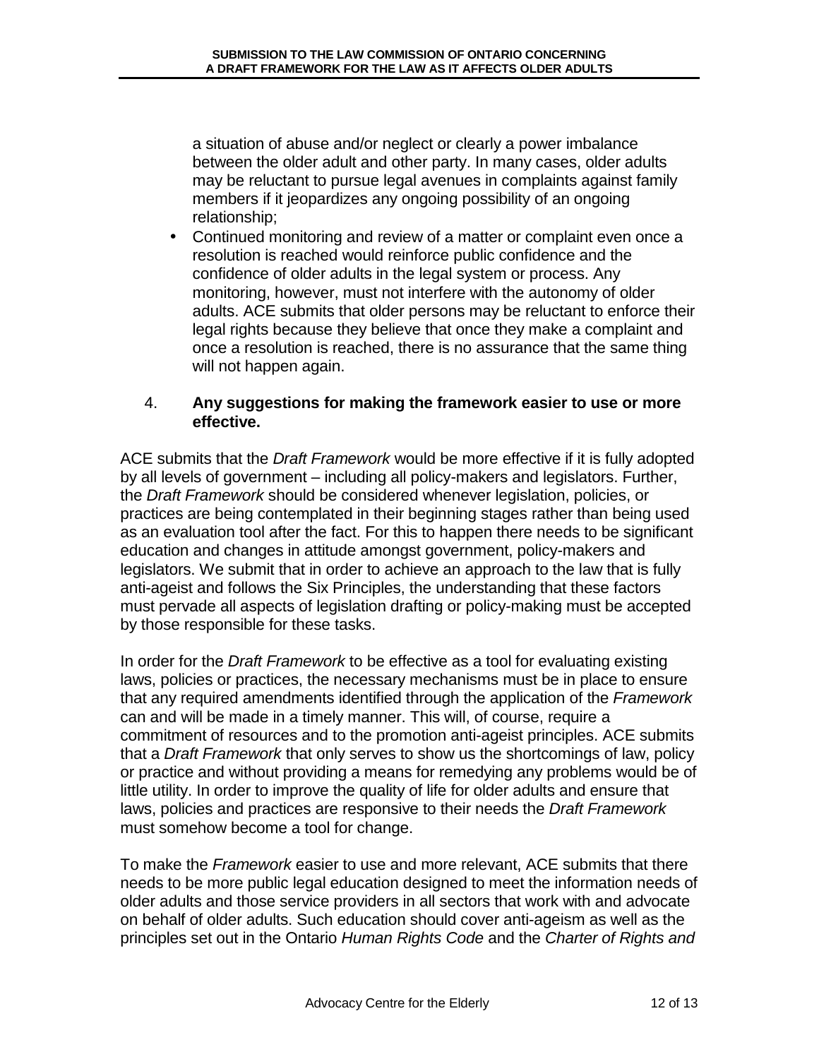a situation of abuse and/or neglect or clearly a power imbalance between the older adult and other party. In many cases, older adults may be reluctant to pursue legal avenues in complaints against family members if it jeopardizes any ongoing possibility of an ongoing relationship;

- Continued monitoring and review of a matter or complaint even once a resolution is reached would reinforce public confidence and the confidence of older adults in the legal system or process. Any monitoring, however, must not interfere with the autonomy of older adults. ACE submits that older persons may be reluctant to enforce their legal rights because they believe that once they make a complaint and once a resolution is reached, there is no assurance that the same thing will not happen again.

4. **Any suggestions for making the framework easier to use or more effective.**

ACE submits that the *Draft Framework* would be more effective if it is fully adopted by all levels of government – including all policy-makers and legislators. Further, the *Draft Framework* should be considered whenever legislation, policies, or practices are being contemplated in their beginning stages rather than being used as an evaluation tool after the fact. For this to happen there needs to be significant education and changes in attitude amongst government, policy-makers and legislators. We submit that in order to achieve an approach to the law that is fully anti-ageist and follows the Six Principles, the understanding that these factors must pervade all aspects of legislation drafting or policy-making must be accepted by those responsible for these tasks.

In order for the *Draft Framework* to be effective as a tool for evaluating existing laws, policies or practices, the necessary mechanisms must be in place to ensure that any required amendments identified through the application of the *Framework* can and will be made in a timely manner. This will, of course, require a commitment of resources and to the promotion anti-ageist principles. ACE submits that a *Draft Framework* that only serves to show us the shortcomings of law, policy or practice and without providing a means for remedying any problems would be of little utility. In order to improve the quality of life for older adults and ensure that laws, policies and practices are responsive to their needs the *Draft Framework* must somehow become a tool for change.

To make the *Framework* easier to use and more relevant, ACE submits that there needs to be more public legal education designed to meet the information needs of older adults and those service providers in all sectors that work with and advocate on behalf of older adults. Such education should cover anti-ageism as well as the principles set out in the Ontario *Human Rights Code* and the *Charter of Rights and*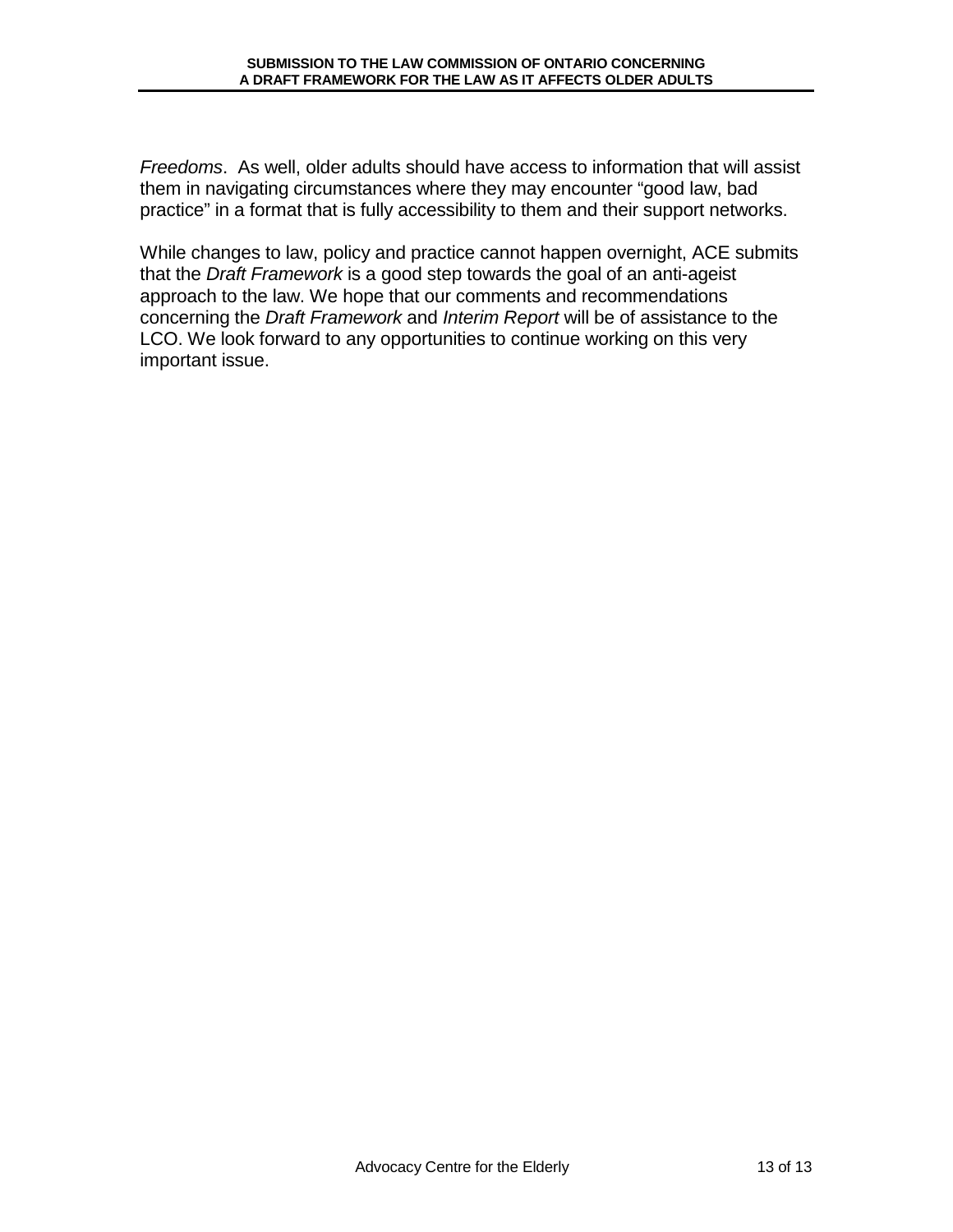*Freedoms*. As well, older adults should have access to information that will assist them in navigating circumstances where they may encounter "good law, bad practice" in a format that is fully accessibility to them and their support networks.

While changes to law, policy and practice cannot happen overnight, ACE submits that the *Draft Framework* is a good step towards the goal of an anti-ageist approach to the law. We hope that our comments and recommendations concerning the *Draft Framework* and *Interim Report* will be of assistance to the LCO. We look forward to any opportunities to continue working on this very important issue.